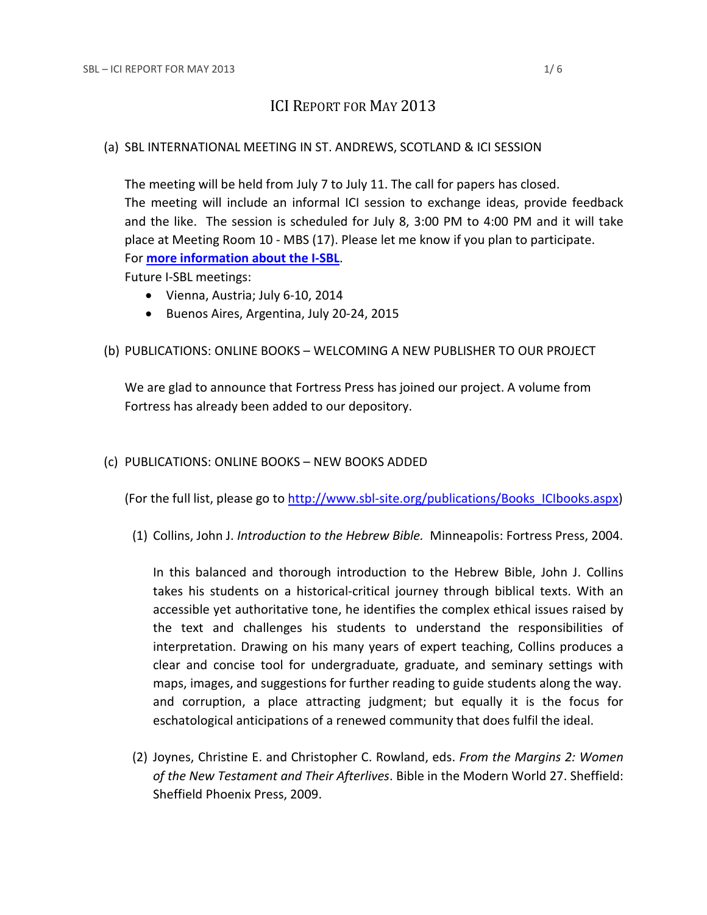# ICI Report for May 2013

## (a) SBL INTERNATIONAL MEETING IN ST. ANDREWS, SCOTLAND & ICI SESSION

The meeting will be held from July 7 to July 11. The call for papers has closed.
The meeting will include an informal ICI session to exchange ideas, provide feedback and the like. The session is scheduled for July 8, 3:00 PM to 4:00 PM and it will take place at Meeting Room 10 - MBS (17). Please let me know if you plan to participate.
For **more information about the I-SBL**.
Future I-SBL meetings:

- Vienna, Austria; July 6-10, 2014
- Buenos Aires, Argentina, July 20-24, 2015

## (b) PUBLICATIONS: ONLINE BOOKS – WELCOMING A NEW PUBLISHER TO OUR PROJECT

We are glad to announce that Fortress Press has joined our project. A volume from Fortress has already been added to our depository.

## (c) PUBLICATIONS: ONLINE BOOKS – NEW BOOKS ADDED

(For the full list, please go to http://www.sbl-site.org/publications/Books_ICIbooks.aspx)

(1) Collins, John J. *Introduction to the Hebrew Bible.* Minneapolis: Fortress Press, 2004.

In this balanced and thorough introduction to the Hebrew Bible, John J. Collins takes his students on a historical-critical journey through biblical texts. With an accessible yet authoritative tone, he identifies the complex ethical issues raised by the text and challenges his students to understand the responsibilities of interpretation. Drawing on his many years of expert teaching, Collins produces a clear and concise tool for undergraduate, graduate, and seminary settings with maps, images, and suggestions for further reading to guide students along the way. and corruption, a place attracting judgment; but equally it is the focus for eschatological anticipations of a renewed community that does fulfil the ideal.

(2) Joynes, Christine E. and Christopher C. Rowland, eds. *From the Margins 2: Women of the New Testament and Their Afterlives*. Bible in the Modern World 27. Sheffield: Sheffield Phoenix Press, 2009.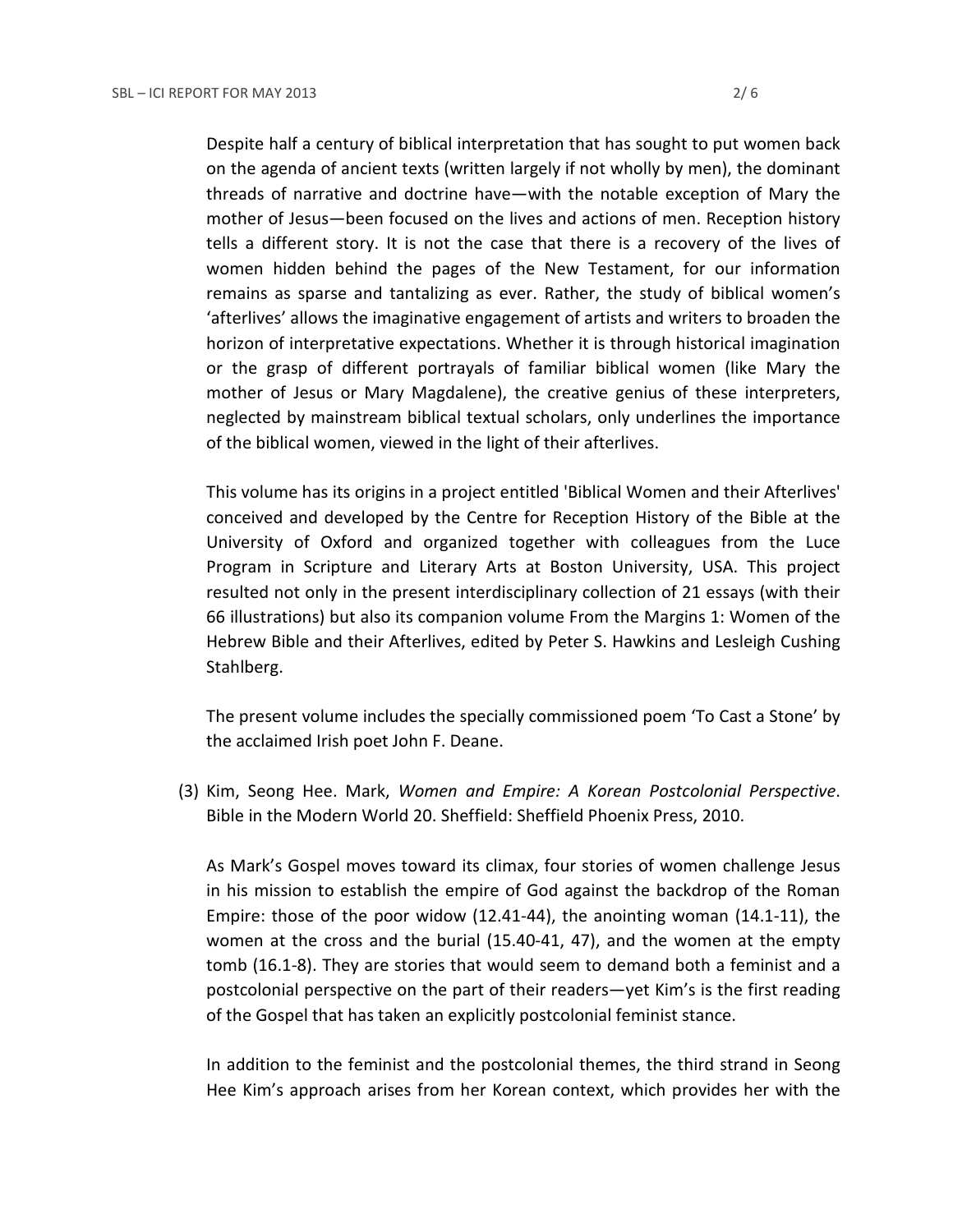Despite half a century of biblical interpretation that has sought to put women back on the agenda of ancient texts (written largely if not wholly by men), the dominant threads of narrative and doctrine have—with the notable exception of Mary the mother of Jesus—been focused on the lives and actions of men. Reception history tells a different story. It is not the case that there is a recovery of the lives of women hidden behind the pages of the New Testament, for our information remains as sparse and tantalizing as ever. Rather, the study of biblical women's 'afterlives' allows the imaginative engagement of artists and writers to broaden the horizon of interpretative expectations. Whether it is through historical imagination or the grasp of different portrayals of familiar biblical women (like Mary the mother of Jesus or Mary Magdalene), the creative genius of these interpreters, neglected by mainstream biblical textual scholars, only underlines the importance of the biblical women, viewed in the light of their afterlives.

This volume has its origins in a project entitled 'Biblical Women and their Afterlives' conceived and developed by the Centre for Reception History of the Bible at the University of Oxford and organized together with colleagues from the Luce Program in Scripture and Literary Arts at Boston University, USA. This project resulted not only in the present interdisciplinary collection of 21 essays (with their 66 illustrations) but also its companion volume From the Margins 1: Women of the Hebrew Bible and their Afterlives, edited by Peter S. Hawkins and Lesleigh Cushing Stahlberg.

The present volume includes the specially commissioned poem 'To Cast a Stone' by the acclaimed Irish poet John F. Deane.

(3) Kim, Seong Hee. Mark, *Women and Empire: A Korean Postcolonial Perspective*. Bible in the Modern World 20. Sheffield: Sheffield Phoenix Press, 2010.

As Mark's Gospel moves toward its climax, four stories of women challenge Jesus in his mission to establish the empire of God against the backdrop of the Roman Empire: those of the poor widow (12.41-44), the anointing woman (14.1-11), the women at the cross and the burial (15.40-41, 47), and the women at the empty tomb (16.1-8). They are stories that would seem to demand both a feminist and a postcolonial perspective on the part of their readers—yet Kim's is the first reading of the Gospel that has taken an explicitly postcolonial feminist stance.

In addition to the feminist and the postcolonial themes, the third strand in Seong Hee Kim's approach arises from her Korean context, which provides her with the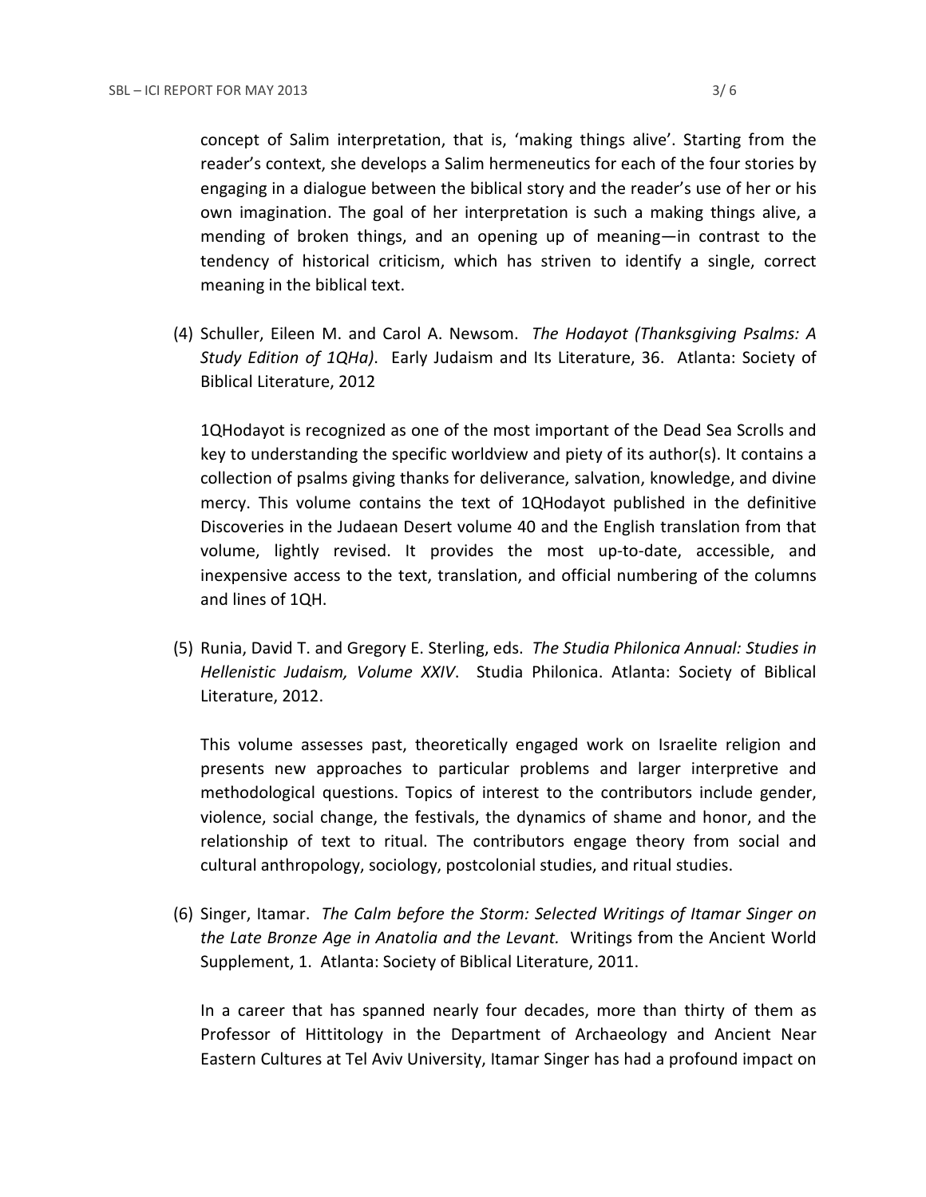concept of Salim interpretation, that is, 'making things alive'. Starting from the reader's context, she develops a Salim hermeneutics for each of the four stories by engaging in a dialogue between the biblical story and the reader's use of her or his own imagination. The goal of her interpretation is such a making things alive, a mending of broken things, and an opening up of meaning—in contrast to the tendency of historical criticism, which has striven to identify a single, correct meaning in the biblical text.

(4) Schuller, Eileen M. and Carol A. Newsom. *The Hodayot (Thanksgiving Psalms: A Study Edition of 1QHa)*. Early Judaism and Its Literature, 36. Atlanta: Society of Biblical Literature, 2012

1QHodayot is recognized as one of the most important of the Dead Sea Scrolls and key to understanding the specific worldview and piety of its author(s). It contains a collection of psalms giving thanks for deliverance, salvation, knowledge, and divine mercy. This volume contains the text of 1QHodayot published in the definitive Discoveries in the Judaean Desert volume 40 and the English translation from that volume, lightly revised. It provides the most up-to-date, accessible, and inexpensive access to the text, translation, and official numbering of the columns and lines of 1QH.

(5) Runia, David T. and Gregory E. Sterling, eds. *The Studia Philonica Annual: Studies in Hellenistic Judaism, Volume XXIV*. Studia Philonica. Atlanta: Society of Biblical Literature, 2012.

This volume assesses past, theoretically engaged work on Israelite religion and presents new approaches to particular problems and larger interpretive and methodological questions. Topics of interest to the contributors include gender, violence, social change, the festivals, the dynamics of shame and honor, and the relationship of text to ritual. The contributors engage theory from social and cultural anthropology, sociology, postcolonial studies, and ritual studies.

(6) Singer, Itamar. *The Calm before the Storm: Selected Writings of Itamar Singer on the Late Bronze Age in Anatolia and the Levant.* Writings from the Ancient World Supplement, 1. Atlanta: Society of Biblical Literature, 2011.

In a career that has spanned nearly four decades, more than thirty of them as Professor of Hittitology in the Department of Archaeology and Ancient Near Eastern Cultures at Tel Aviv University, Itamar Singer has had a profound impact on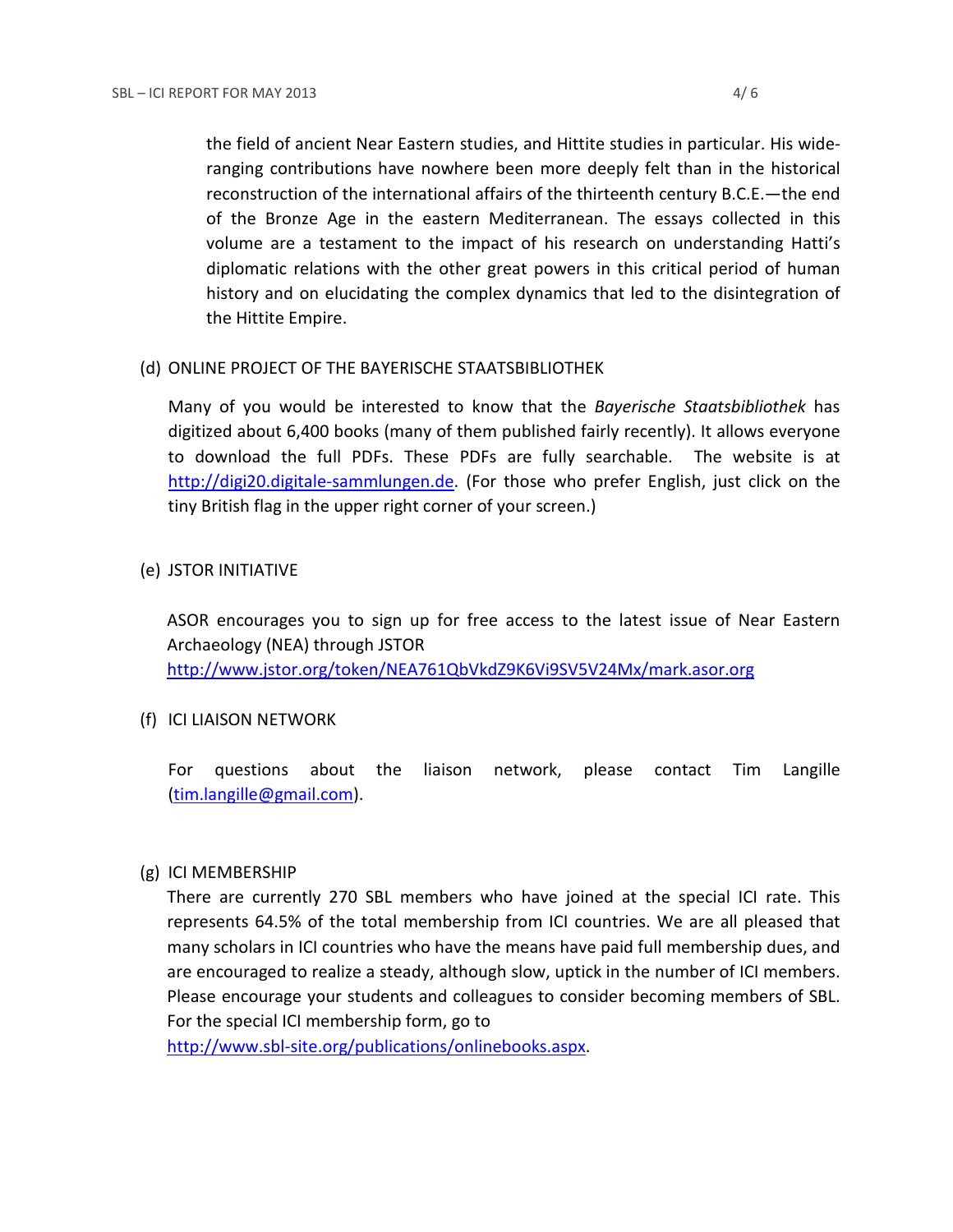the field of ancient Near Eastern studies, and Hittite studies in particular. His wide-ranging contributions have nowhere been more deeply felt than in the historical reconstruction of the international affairs of the thirteenth century B.C.E.—the end of the Bronze Age in the eastern Mediterranean. The essays collected in this volume are a testament to the impact of his research on understanding Hatti's diplomatic relations with the other great powers in this critical period of human history and on elucidating the complex dynamics that led to the disintegration of the Hittite Empire.

(d) ONLINE PROJECT OF THE BAYERISCHE STAATSBIBLIOTHEK

Many of you would be interested to know that the *Bayerische Staatsbibliothek* has digitized about 6,400 books (many of them published fairly recently). It allows everyone to download the full PDFs. These PDFs are fully searchable. The website is at http://digi20.digitale-sammlungen.de. (For those who prefer English, just click on the tiny British flag in the upper right corner of your screen.)

(e) JSTOR INITIATIVE

ASOR encourages you to sign up for free access to the latest issue of Near Eastern Archaeology (NEA) through JSTOR
http://www.jstor.org/token/NEA761QbVkdZ9K6Vi9SV5V24Mx/mark.asor.org

(f) ICI LIAISON NETWORK

For questions about the liaison network, please contact Tim Langille (tim.langille@gmail.com).

(g) ICI MEMBERSHIP

There are currently 270 SBL members who have joined at the special ICI rate. This represents 64.5% of the total membership from ICI countries. We are all pleased that many scholars in ICI countries who have the means have paid full membership dues, and are encouraged to realize a steady, although slow, uptick in the number of ICI members. Please encourage your students and colleagues to consider becoming members of SBL. For the special ICI membership form, go to
http://www.sbl-site.org/publications/onlinebooks.aspx.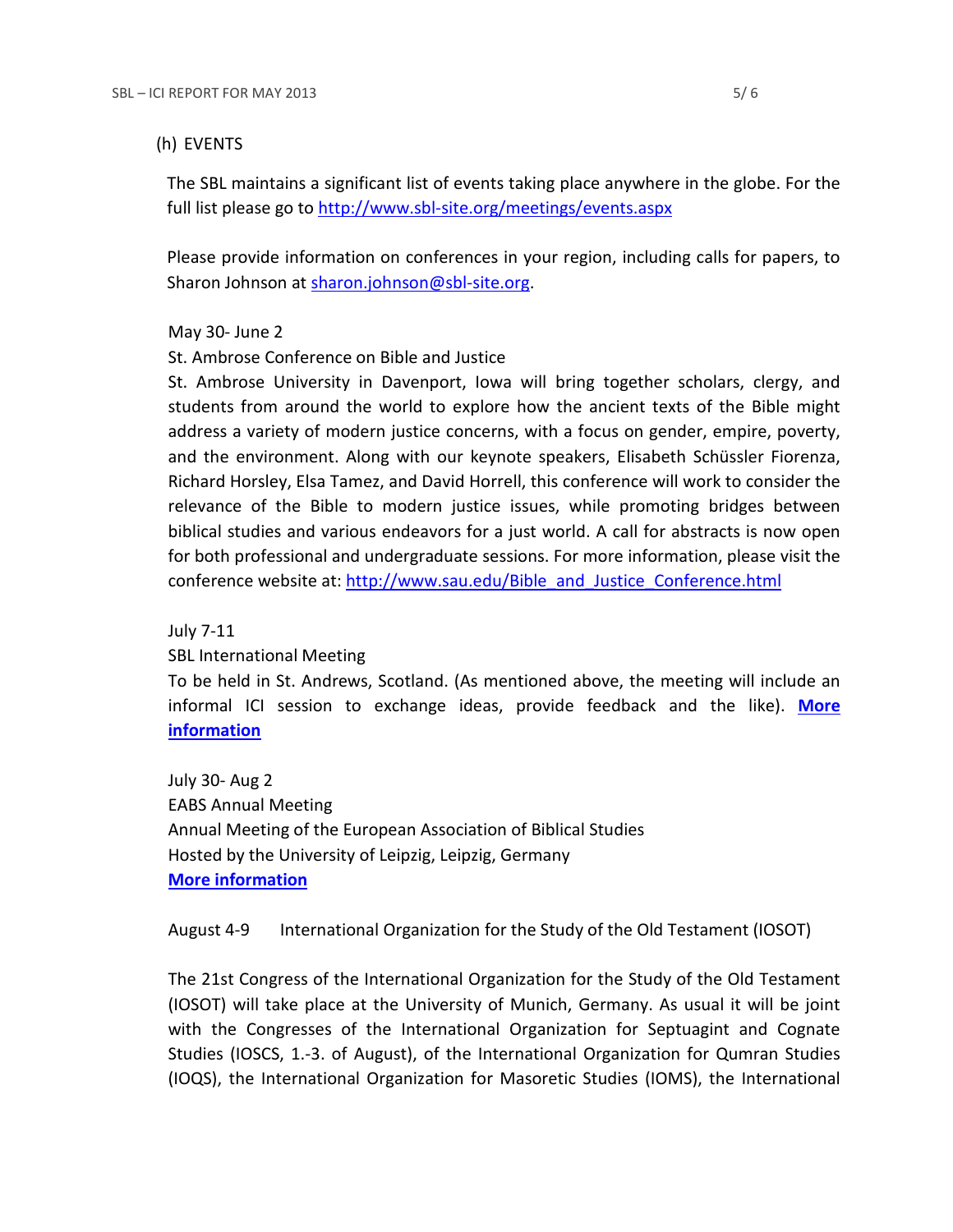(h) EVENTS

The SBL maintains a significant list of events taking place anywhere in the globe. For the full list please go to http://www.sbl-site.org/meetings/events.aspx

Please provide information on conferences in your region, including calls for papers, to Sharon Johnson at sharon.johnson@sbl-site.org.

May 30- June 2

St. Ambrose Conference on Bible and Justice

St. Ambrose University in Davenport, Iowa will bring together scholars, clergy, and students from around the world to explore how the ancient texts of the Bible might address a variety of modern justice concerns, with a focus on gender, empire, poverty, and the environment. Along with our keynote speakers, Elisabeth Schüssler Fiorenza, Richard Horsley, Elsa Tamez, and David Horrell, this conference will work to consider the relevance of the Bible to modern justice issues, while promoting bridges between biblical studies and various endeavors for a just world. A call for abstracts is now open for both professional and undergraduate sessions. For more information, please visit the conference website at: http://www.sau.edu/Bible_and_Justice_Conference.html

July 7-11

SBL International Meeting

To be held in St. Andrews, Scotland. (As mentioned above, the meeting will include an informal ICI session to exchange ideas, provide feedback and the like). **More information**

July 30- Aug 2

EABS Annual Meeting

Annual Meeting of the European Association of Biblical Studies

Hosted by the University of Leipzig, Leipzig, Germany

**More information**

August 4-9 International Organization for the Study of the Old Testament (IOSOT)

The 21st Congress of the International Organization for the Study of the Old Testament (IOSOT) will take place at the University of Munich, Germany. As usual it will be joint with the Congresses of the International Organization for Septuagint and Cognate Studies (IOSCS, 1.-3. of August), of the International Organization for Qumran Studies (IOQS), the International Organization for Masoretic Studies (IOMS), the International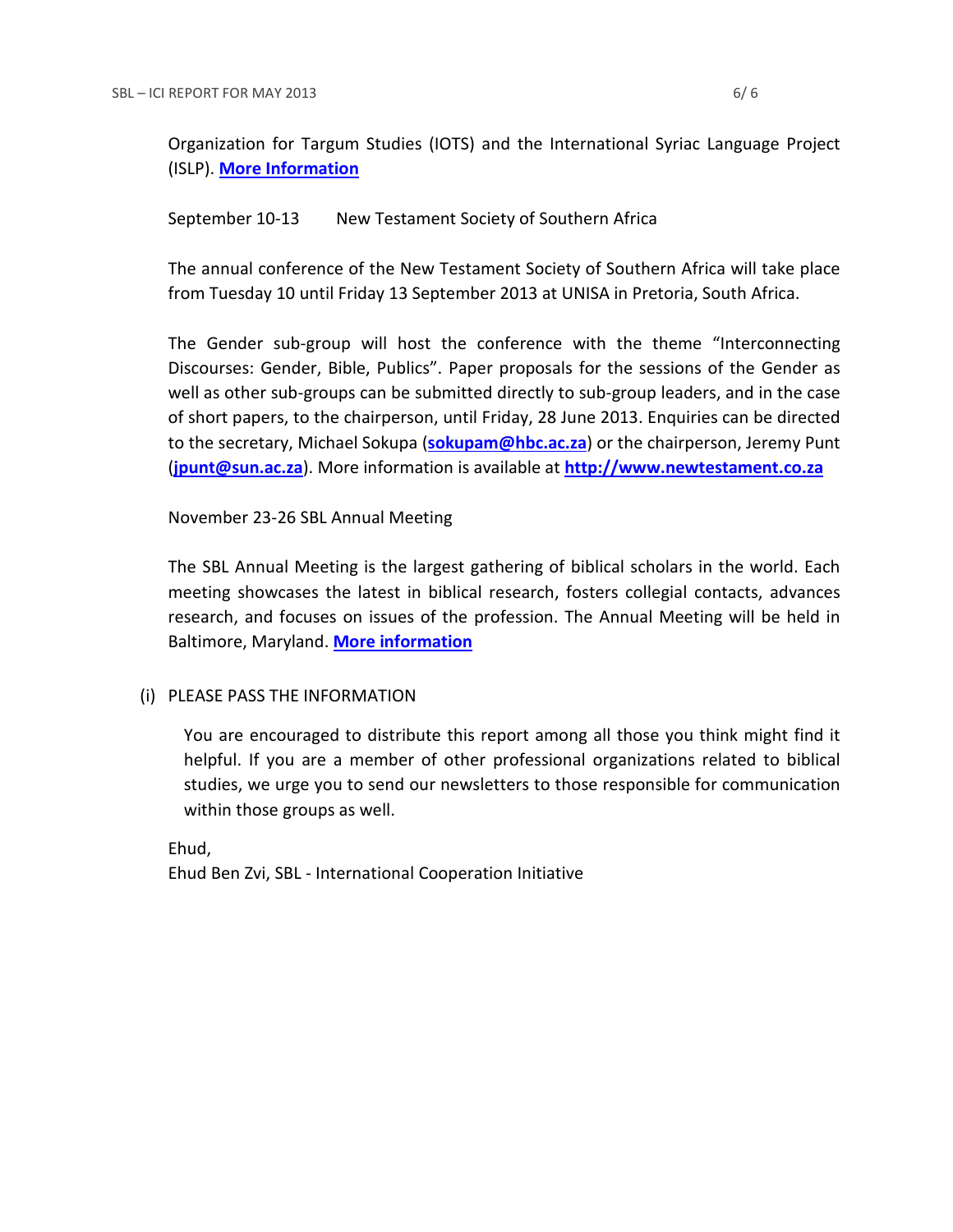Organization for Targum Studies (IOTS) and the International Syriac Language Project (ISLP). **More Information**

September 10-13 New Testament Society of Southern Africa

The annual conference of the New Testament Society of Southern Africa will take place from Tuesday 10 until Friday 13 September 2013 at UNISA in Pretoria, South Africa.

The Gender sub-group will host the conference with the theme "Interconnecting Discourses: Gender, Bible, Publics". Paper proposals for the sessions of the Gender as well as other sub-groups can be submitted directly to sub-group leaders, and in the case of short papers, to the chairperson, until Friday, 28 June 2013. Enquiries can be directed to the secretary, Michael Sokupa (**sokupam@hbc.ac.za**) or the chairperson, Jeremy Punt (**jpunt@sun.ac.za**). More information is available at **http://www.newtestament.co.za**

November 23-26 SBL Annual Meeting

The SBL Annual Meeting is the largest gathering of biblical scholars in the world. Each meeting showcases the latest in biblical research, fosters collegial contacts, advances research, and focuses on issues of the profession. The Annual Meeting will be held in Baltimore, Maryland. **More information**

(i) PLEASE PASS THE INFORMATION

You are encouraged to distribute this report among all those you think might find it helpful. If you are a member of other professional organizations related to biblical studies, we urge you to send our newsletters to those responsible for communication within those groups as well.

Ehud,
Ehud Ben Zvi, SBL - International Cooperation Initiative